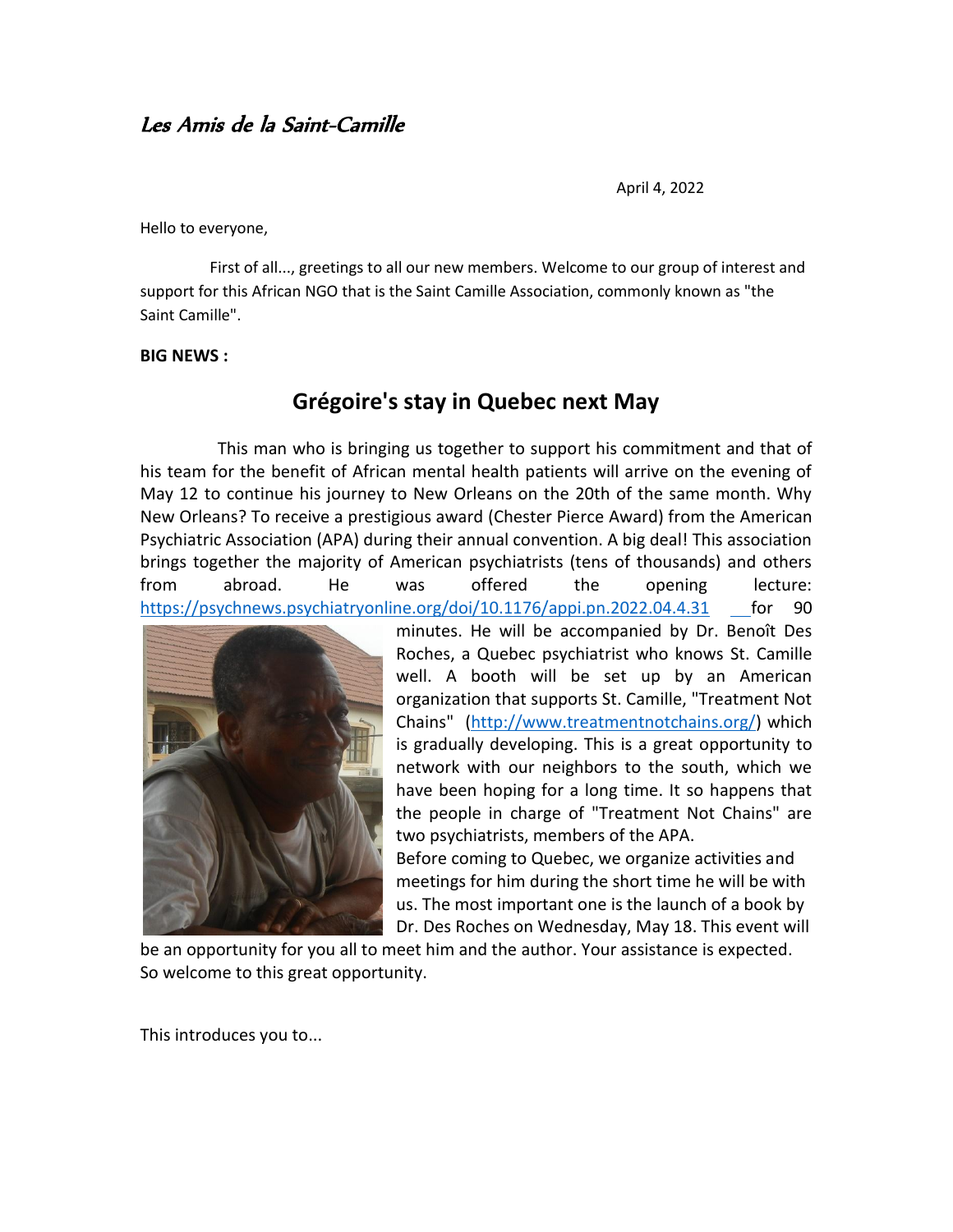*Les Amis de la Saint-Camille*

April 4, 2022

Hello to everyone,

First of all..., greetings to all our new members. Welcome to our group of interest and support for this African NGO that is the Saint Camille Association, commonly known as "the Saint Camille".

**BIG NEWS :**

## Grégoire's stay in Quebec next May

This man who is bringing us together to support his commitment and that of his team for the benefit of African mental health patients will arrive on the evening of May 12 to continue his journey to New Orleans on the 20th of the same month. Why New Orleans? To receive a prestigious award (Chester Pierce Award) from the American Psychiatric Association (APA) during their annual convention. A big deal! This association brings together the majority of American psychiatrists (tens of thousands) and others from abroad. He was offered the opening lecture: https://psychnews.psychiatryonline.org/doi/10.1176/appi.pn.2022.04.4.31 for 90 minutes. He will be accompanied by Dr. Benoît Des Roches, a Quebec psychiatrist who knows St. Camille well. A booth will be set up by an American organization that supports St. Camille, "Treatment Not Chains" (http://www.treatmentnotchains.org/) which is gradually developing. This is a great opportunity to network with our neighbors to the south, which we have been hoping for a long time. It so happens that the people in charge of "Treatment Not Chains" are two psychiatrists, members of the APA.

Before coming to Quebec, we organize activities and meetings for him during the short time he will be with us. The most important one is the launch of a book by Dr. Des Roches on Wednesday, May 18. This event will be an opportunity for you all to meet him and the author. Your assistance is expected. So welcome to this great opportunity.

This introduces you to...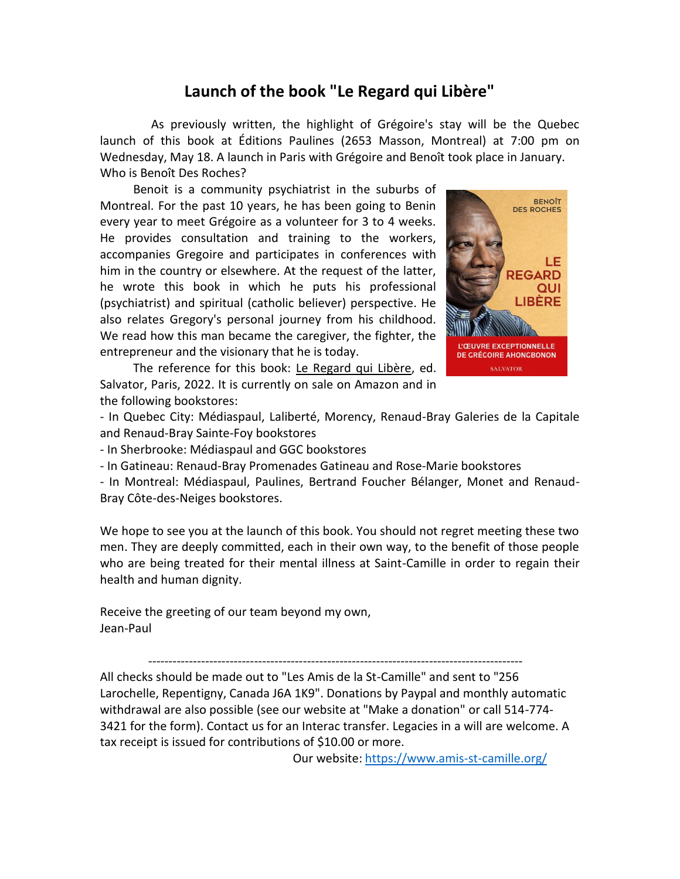## Launch of the book "Le Regard qui Libère"

As previously written, the highlight of Grégoire's stay will be the Quebec launch of this book at Éditions Paulines (2653 Masson, Montreal) at 7:00 pm on Wednesday, May 18. A launch in Paris with Grégoire and Benoît took place in January. Who is Benoît Des Roches?

Benoit is a community psychiatrist in the suburbs of Montreal. For the past 10 years, he has been going to Benin every year to meet Grégoire as a volunteer for 3 to 4 weeks. He provides consultation and training to the workers, accompanies Gregoire and participates in conferences with him in the country or elsewhere. At the request of the latter, he wrote this book in which he puts his professional (psychiatrist) and spiritual (catholic believer) perspective. He also relates Gregory's personal journey from his childhood. We read how this man became the caregiver, the fighter, the entrepreneur and the visionary that he is today.

The reference for this book: Le Regard qui Libère, ed. Salvator, Paris, 2022. It is currently on sale on Amazon and in the following bookstores:

- In Quebec City: Médiaspaul, Laliberté, Morency, Renaud-Bray Galeries de la Capitale and Renaud-Bray Sainte-Foy bookstores
- In Sherbrooke: Médiaspaul and GGC bookstores
- In Gatineau: Renaud-Bray Promenades Gatineau and Rose-Marie bookstores
- In Montreal: Médiaspaul, Paulines, Bertrand Foucher Bélanger, Monet and Renaud-Bray Côte-des-Neiges bookstores.

We hope to see you at the launch of this book. You should not regret meeting these two men. They are deeply committed, each in their own way, to the benefit of those people who are being treated for their mental illness at Saint-Camille in order to regain their health and human dignity.

Receive the greeting of our team beyond my own,
Jean-Paul

---

All checks should be made out to "Les Amis de la St-Camille" and sent to "256 Larochelle, Repentigny, Canada J6A 1K9". Donations by Paypal and monthly automatic withdrawal are also possible (see our website at "Make a donation" or call 514-774-3421 for the form). Contact us for an Interac transfer. Legacies in a will are welcome. A tax receipt is issued for contributions of $10.00 or more.

Our website: https://www.amis-st-camille.org/